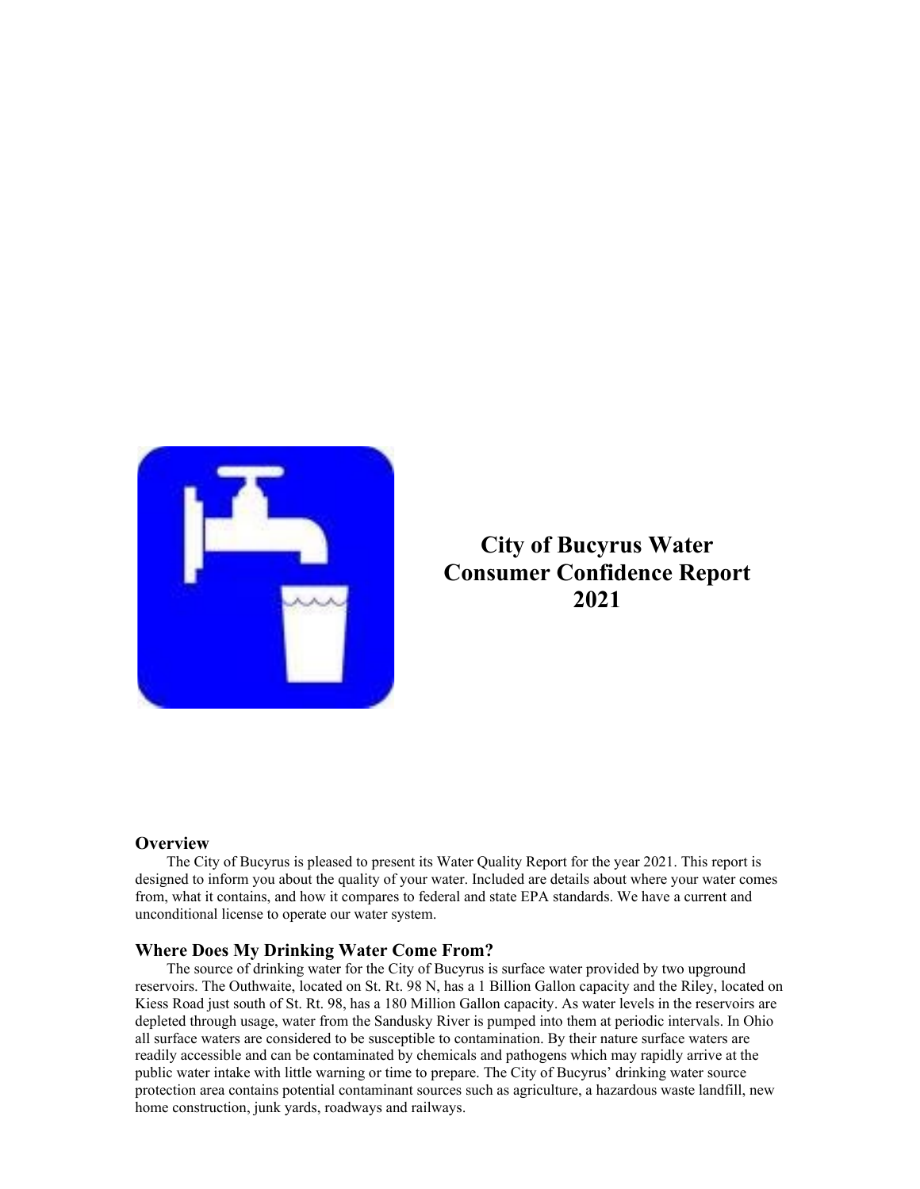# City of Bucyrus Water Consumer Confidence Report 2021

## Overview

The City of Bucyrus is pleased to present its Water Quality Report for the year 2021. This report is designed to inform you about the quality of your water. Included are details about where your water comes from, what it contains, and how it compares to federal and state EPA standards. We have a current and unconditional license to operate our water system.

## Where Does My Drinking Water Come From?

The source of drinking water for the City of Bucyrus is surface water provided by two upground reservoirs. The Outhwaite, located on St. Rt. 98 N, has a 1 Billion Gallon capacity and the Riley, located on Kiess Road just south of St. Rt. 98, has a 180 Million Gallon capacity. As water levels in the reservoirs are depleted through usage, water from the Sandusky River is pumped into them at periodic intervals. In Ohio all surface waters are considered to be susceptible to contamination. By their nature surface waters are readily accessible and can be contaminated by chemicals and pathogens which may rapidly arrive at the public water intake with little warning or time to prepare. The City of Bucyrus' drinking water source protection area contains potential contaminant sources such as agriculture, a hazardous waste landfill, new home construction, junk yards, roadways and railways.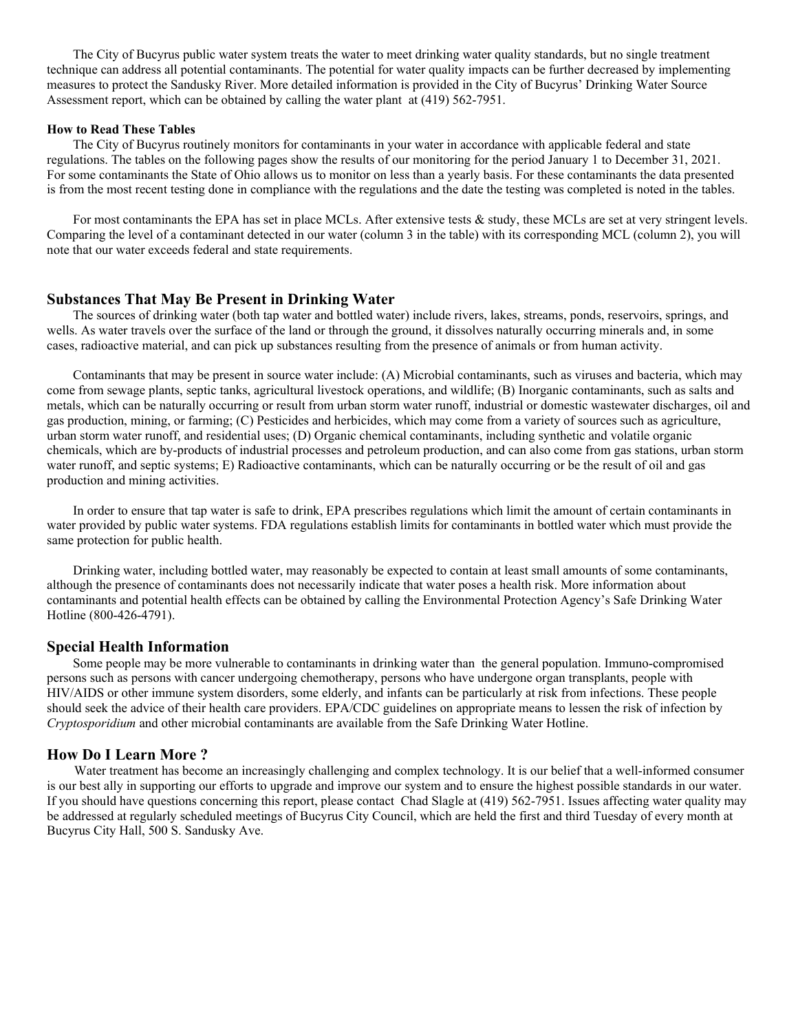The City of Bucyrus public water system treats the water to meet drinking water quality standards, but no single treatment technique can address all potential contaminants. The potential for water quality impacts can be further decreased by implementing measures to protect the Sandusky River. More detailed information is provided in the City of Bucyrus' Drinking Water Source Assessment report, which can be obtained by calling the water plant at (419) 562-7951.

#### How to Read These Tables

The City of Bucyrus routinely monitors for contaminants in your water in accordance with applicable federal and state regulations. The tables on the following pages show the results of our monitoring for the period January 1 to December 31, 2021. For some contaminants the State of Ohio allows us to monitor on less than a yearly basis. For these contaminants the data presented is from the most recent testing done in compliance with the regulations and the date the testing was completed is noted in the tables.

For most contaminants the EPA has set in place MCLs. After extensive tests & study, these MCLs are set at very stringent levels. Comparing the level of a contaminant detected in our water (column 3 in the table) with its corresponding MCL (column 2), you will note that our water exceeds federal and state requirements.

## Substances That May Be Present in Drinking Water

The sources of drinking water (both tap water and bottled water) include rivers, lakes, streams, ponds, reservoirs, springs, and wells. As water travels over the surface of the land or through the ground, it dissolves naturally occurring minerals and, in some cases, radioactive material, and can pick up substances resulting from the presence of animals or from human activity.

Contaminants that may be present in source water include: (A) Microbial contaminants, such as viruses and bacteria, which may come from sewage plants, septic tanks, agricultural livestock operations, and wildlife; (B) Inorganic contaminants, such as salts and metals, which can be naturally occurring or result from urban storm water runoff, industrial or domestic wastewater discharges, oil and gas production, mining, or farming; (C) Pesticides and herbicides, which may come from a variety of sources such as agriculture, urban storm water runoff, and residential uses; (D) Organic chemical contaminants, including synthetic and volatile organic chemicals, which are by-products of industrial processes and petroleum production, and can also come from gas stations, urban storm water runoff, and septic systems; E) Radioactive contaminants, which can be naturally occurring or be the result of oil and gas production and mining activities.

In order to ensure that tap water is safe to drink, EPA prescribes regulations which limit the amount of certain contaminants in water provided by public water systems. FDA regulations establish limits for contaminants in bottled water which must provide the same protection for public health.

Drinking water, including bottled water, may reasonably be expected to contain at least small amounts of some contaminants, although the presence of contaminants does not necessarily indicate that water poses a health risk. More information about contaminants and potential health effects can be obtained by calling the Environmental Protection Agency's Safe Drinking Water Hotline (800-426-4791).

## Special Health Information

Some people may be more vulnerable to contaminants in drinking water than the general population. Immuno-compromised persons such as persons with cancer undergoing chemotherapy, persons who have undergone organ transplants, people with HIV/AIDS or other immune system disorders, some elderly, and infants can be particularly at risk from infections. These people should seek the advice of their health care providers. EPA/CDC guidelines on appropriate means to lessen the risk of infection by *Cryptosporidium* and other microbial contaminants are available from the Safe Drinking Water Hotline.

## How Do I Learn More ?

Water treatment has become an increasingly challenging and complex technology. It is our belief that a well-informed consumer is our best ally in supporting our efforts to upgrade and improve our system and to ensure the highest possible standards in our water. If you should have questions concerning this report, please contact Chad Slagle at (419) 562-7951. Issues affecting water quality may be addressed at regularly scheduled meetings of Bucyrus City Council, which are held the first and third Tuesday of every month at Bucyrus City Hall, 500 S. Sandusky Ave.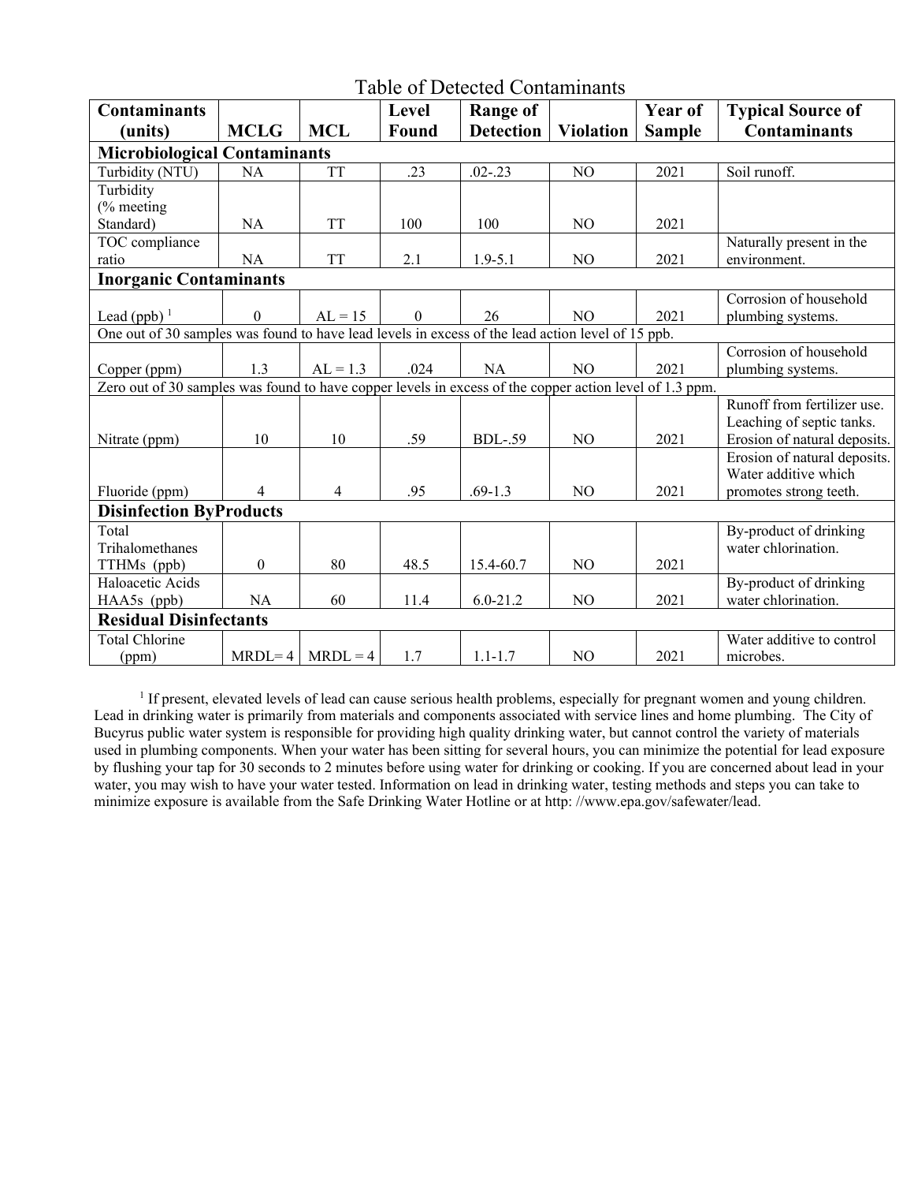## Table of Detected Contaminants

| Contaminants (units) | MCLG | MCL | Level Found | Range of Detection | Violation | Year of Sample | Typical Source of Contaminants |
|---|---|---|---|---|---|---|---|
| **Microbiological Contaminants** | | | | | | | |
| Turbidity (NTU) | NA | TT | .23 | .02-.23 | NO | 2021 | Soil runoff. |
| Turbidity (% meeting Standard) | NA | TT | 100 | 100 | NO | 2021 | |
| TOC compliance ratio | NA | TT | 2.1 | 1.9-5.1 | NO | 2021 | Naturally present in the environment. |
| **Inorganic Contaminants** | | | | | | | |
| Lead (ppb) [1] | 0 | AL = 15 | 0 | 26 | NO | 2021 | Corrosion of household plumbing systems. |
| One out of 30 samples was found to have lead levels in excess of the lead action level of 15 ppb. | | | | | | | |
| Copper (ppm) | 1.3 | AL = 1.3 | .024 | NA | NO | 2021 | Corrosion of household plumbing systems. |
| Zero out of 30 samples was found to have copper levels in excess of the copper action level of 1.3 ppm. | | | | | | | |
| Nitrate (ppm) | 10 | 10 | .59 | BDL-.59 | NO | 2021 | Runoff from fertilizer use. Leaching of septic tanks. Erosion of natural deposits. |
| Fluoride (ppm) | 4 | 4 | .95 | .69-1.3 | NO | 2021 | Erosion of natural deposits. Water additive which promotes strong teeth. |
| **Disinfection ByProducts** | | | | | | | |
| Total Trihalomethanes TTHMs (ppb) | 0 | 80 | 48.5 | 15.4-60.7 | NO | 2021 | By-product of drinking water chlorination. |
| Haloacetic Acids HAA5s (ppb) | NA | 60 | 11.4 | 6.0-21.2 | NO | 2021 | By-product of drinking water chlorination. |
| **Residual Disinfectants** | | | | | | | |
| Total Chlorine (ppm) | MRDL= 4 | MRDL = 4 | 1.7 | 1.1-1.7 | NO | 2021 | Water additive to control microbes. |

[1] If present, elevated levels of lead can cause serious health problems, especially for pregnant women and young children. Lead in drinking water is primarily from materials and components associated with service lines and home plumbing. The City of Bucyrus public water system is responsible for providing high quality drinking water, but cannot control the variety of materials used in plumbing components. When your water has been sitting for several hours, you can minimize the potential for lead exposure by flushing your tap for 30 seconds to 2 minutes before using water for drinking or cooking. If you are concerned about lead in your water, you may wish to have your water tested. Information on lead in drinking water, testing methods and steps you can take to minimize exposure is available from the Safe Drinking Water Hotline or at http: //www.epa.gov/safewater/lead.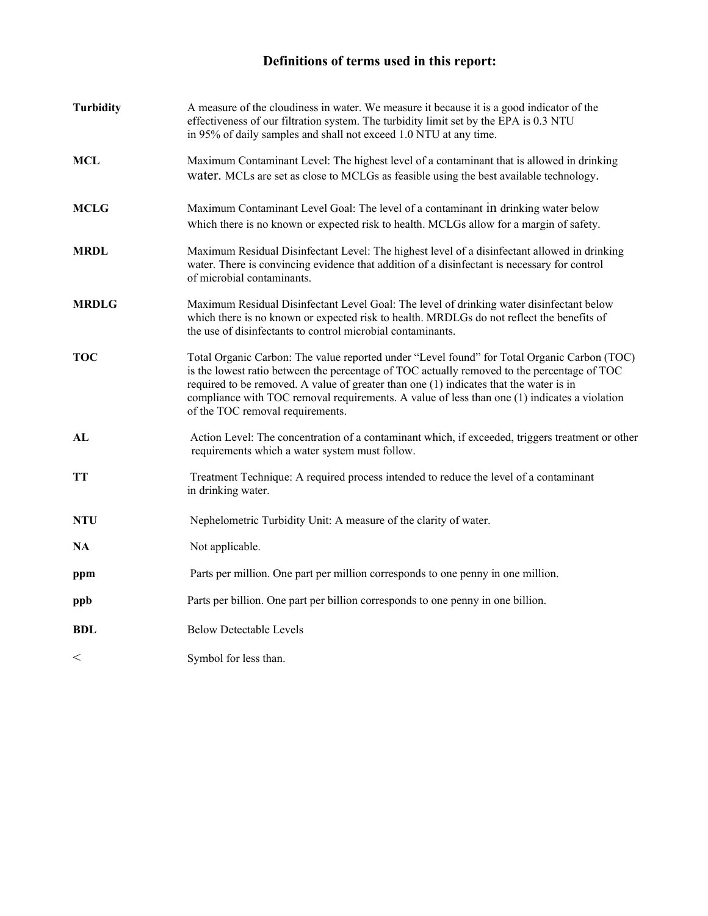## Definitions of terms used in this report:

| | |
|---|---|
| **Turbidity** | A measure of the cloudiness in water. We measure it because it is a good indicator of the effectiveness of our filtration system. The turbidity limit set by the EPA is 0.3 NTU in 95% of daily samples and shall not exceed 1.0 NTU at any time. |
| **MCL** | Maximum Contaminant Level: The highest level of a contaminant that is allowed in drinking water. MCLs are set as close to MCLGs as feasible using the best available technology. |
| **MCLG** | Maximum Contaminant Level Goal: The level of a contaminant in drinking water below which there is no known or expected risk to health. MCLGs allow for a margin of safety. |
| **MRDL** | Maximum Residual Disinfectant Level: The highest level of a disinfectant allowed in drinking water. There is convincing evidence that addition of a disinfectant is necessary for control of microbial contaminants. |
| **MRDLG** | Maximum Residual Disinfectant Level Goal: The level of drinking water disinfectant below which there is no known or expected risk to health. MRDLGs do not reflect the benefits of the use of disinfectants to control microbial contaminants. |
| **TOC** | Total Organic Carbon: The value reported under "Level found" for Total Organic Carbon (TOC) is the lowest ratio between the percentage of TOC actually removed to the percentage of TOC required to be removed. A value of greater than one (1) indicates that the water is in compliance with TOC removal requirements. A value of less than one (1) indicates a violation of the TOC removal requirements. |
| **AL** | Action Level: The concentration of a contaminant which, if exceeded, triggers treatment or other requirements which a water system must follow. |
| **TT** | Treatment Technique: A required process intended to reduce the level of a contaminant in drinking water. |
| **NTU** | Nephelometric Turbidity Unit: A measure of the clarity of water. |
| **NA** | Not applicable. |
| **ppm** | Parts per million. One part per million corresponds to one penny in one million. |
| **ppb** | Parts per billion. One part per billion corresponds to one penny in one billion. |
| **BDL** | Below Detectable Levels |
| < | Symbol for less than. |